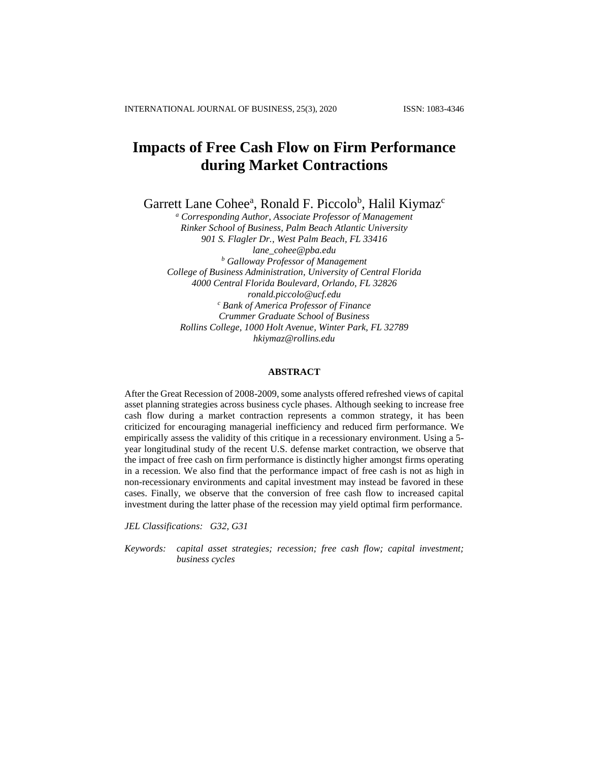# Impacts of Free Cash Flow on Firm Performance during Market Contractions

Garrett Lane Cohee[a], Ronald F. Piccolo[b], Halil Kiymaz[c]

*[a] Corresponding Author, Associate Professor of Management*
*Rinker School of Business, Palm Beach Atlantic University*
*901 S. Flagler Dr., West Palm Beach, FL 33416*
*lane_cohee@pba.edu*
*[b] Galloway Professor of Management*
*College of Business Administration, University of Central Florida*
*4000 Central Florida Boulevard, Orlando, FL 32826*
*ronald.piccolo@ucf.edu*
*[c] Bank of America Professor of Finance*
*Crummer Graduate School of Business*
*Rollins College, 1000 Holt Avenue, Winter Park, FL 32789*
*hkiymaz@rollins.edu*

## ABSTRACT

After the Great Recession of 2008-2009, some analysts offered refreshed views of capital asset planning strategies across business cycle phases. Although seeking to increase free cash flow during a market contraction represents a common strategy, it has been criticized for encouraging managerial inefficiency and reduced firm performance. We empirically assess the validity of this critique in a recessionary environment. Using a 5-year longitudinal study of the recent U.S. defense market contraction, we observe that the impact of free cash on firm performance is distinctly higher amongst firms operating in a recession. We also find that the performance impact of free cash is not as high in non-recessionary environments and capital investment may instead be favored in these cases. Finally, we observe that the conversion of free cash flow to increased capital investment during the latter phase of the recession may yield optimal firm performance.

*JEL Classifications:* *G32, G31*

*Keywords:* *capital asset strategies; recession; free cash flow; capital investment; business cycles*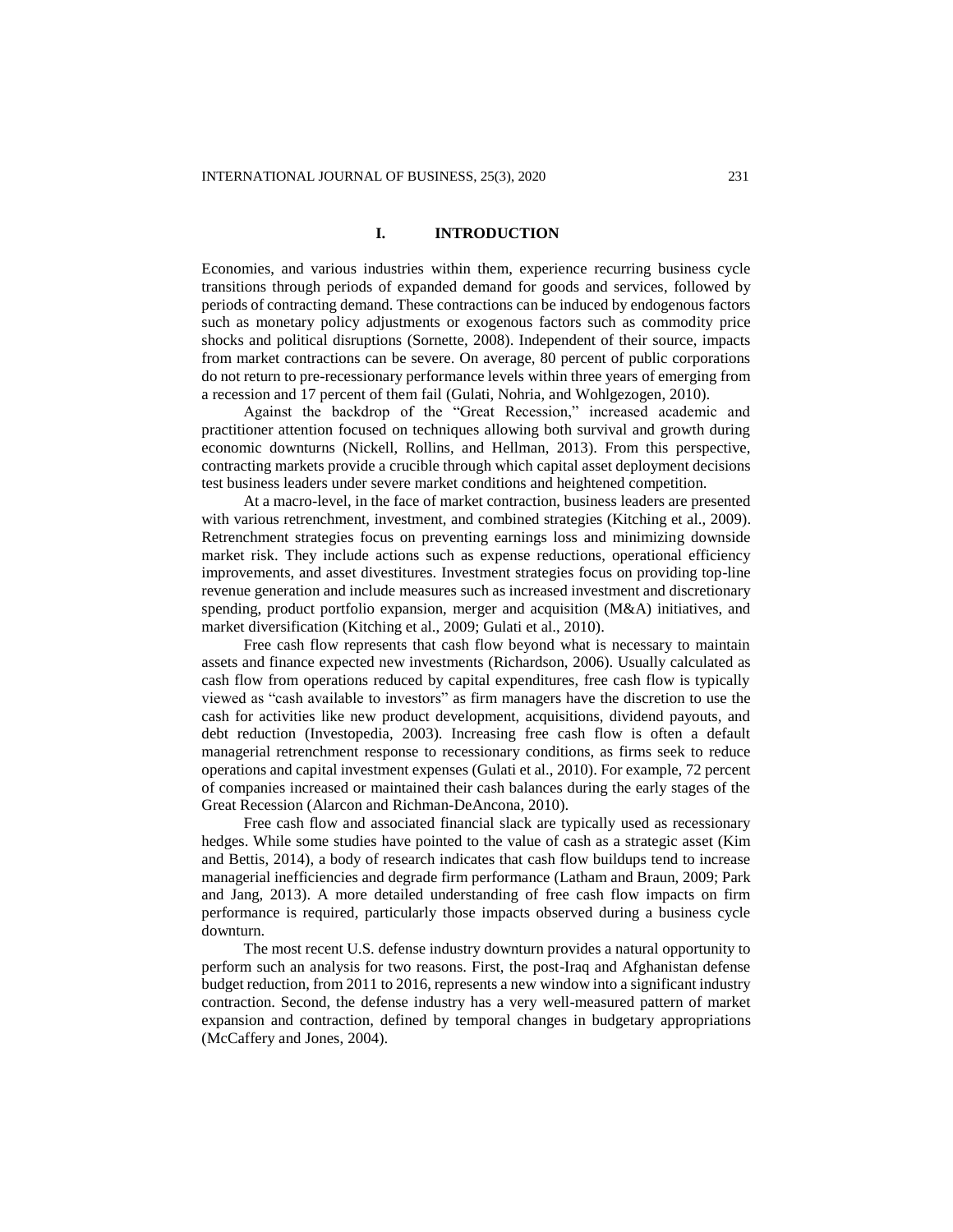# I. INTRODUCTION

Economies, and various industries within them, experience recurring business cycle transitions through periods of expanded demand for goods and services, followed by periods of contracting demand. These contractions can be induced by endogenous factors such as monetary policy adjustments or exogenous factors such as commodity price shocks and political disruptions (Sornette, 2008). Independent of their source, impacts from market contractions can be severe. On average, 80 percent of public corporations do not return to pre-recessionary performance levels within three years of emerging from a recession and 17 percent of them fail (Gulati, Nohria, and Wohlgezogen, 2010).

Against the backdrop of the "Great Recession," increased academic and practitioner attention focused on techniques allowing both survival and growth during economic downturns (Nickell, Rollins, and Hellman, 2013). From this perspective, contracting markets provide a crucible through which capital asset deployment decisions test business leaders under severe market conditions and heightened competition.

At a macro-level, in the face of market contraction, business leaders are presented with various retrenchment, investment, and combined strategies (Kitching et al., 2009). Retrenchment strategies focus on preventing earnings loss and minimizing downside market risk. They include actions such as expense reductions, operational efficiency improvements, and asset divestitures. Investment strategies focus on providing top-line revenue generation and include measures such as increased investment and discretionary spending, product portfolio expansion, merger and acquisition (M&A) initiatives, and market diversification (Kitching et al., 2009; Gulati et al., 2010).

Free cash flow represents that cash flow beyond what is necessary to maintain assets and finance expected new investments (Richardson, 2006). Usually calculated as cash flow from operations reduced by capital expenditures, free cash flow is typically viewed as "cash available to investors" as firm managers have the discretion to use the cash for activities like new product development, acquisitions, dividend payouts, and debt reduction (Investopedia, 2003). Increasing free cash flow is often a default managerial retrenchment response to recessionary conditions, as firms seek to reduce operations and capital investment expenses (Gulati et al., 2010). For example, 72 percent of companies increased or maintained their cash balances during the early stages of the Great Recession (Alarcon and Richman-DeAncona, 2010).

Free cash flow and associated financial slack are typically used as recessionary hedges. While some studies have pointed to the value of cash as a strategic asset (Kim and Bettis, 2014), a body of research indicates that cash flow buildups tend to increase managerial inefficiencies and degrade firm performance (Latham and Braun, 2009; Park and Jang, 2013). A more detailed understanding of free cash flow impacts on firm performance is required, particularly those impacts observed during a business cycle downturn.

The most recent U.S. defense industry downturn provides a natural opportunity to perform such an analysis for two reasons. First, the post-Iraq and Afghanistan defense budget reduction, from 2011 to 2016, represents a new window into a significant industry contraction. Second, the defense industry has a very well-measured pattern of market expansion and contraction, defined by temporal changes in budgetary appropriations (McCaffery and Jones, 2004).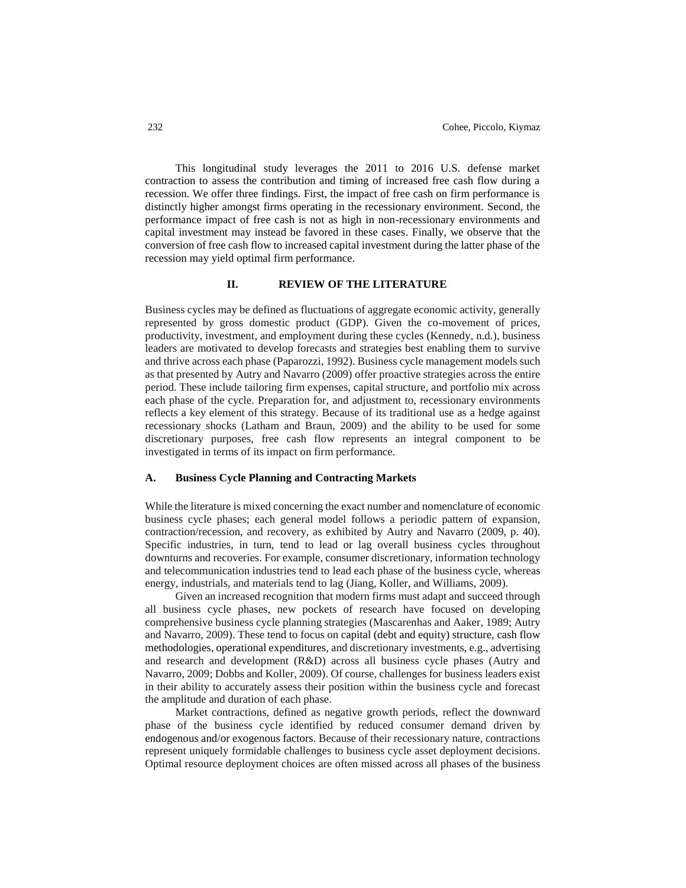This longitudinal study leverages the 2011 to 2016 U.S. defense market contraction to assess the contribution and timing of increased free cash flow during a recession. We offer three findings. First, the impact of free cash on firm performance is distinctly higher amongst firms operating in the recessionary environment. Second, the performance impact of free cash is not as high in non-recessionary environments and capital investment may instead be favored in these cases. Finally, we observe that the conversion of free cash flow to increased capital investment during the latter phase of the recession may yield optimal firm performance.

## II. REVIEW OF THE LITERATURE

Business cycles may be defined as fluctuations of aggregate economic activity, generally represented by gross domestic product (GDP). Given the co-movement of prices, productivity, investment, and employment during these cycles (Kennedy, n.d.), business leaders are motivated to develop forecasts and strategies best enabling them to survive and thrive across each phase (Paparozzi, 1992). Business cycle management models such as that presented by Autry and Navarro (2009) offer proactive strategies across the entire period. These include tailoring firm expenses, capital structure, and portfolio mix across each phase of the cycle. Preparation for, and adjustment to, recessionary environments reflects a key element of this strategy. Because of its traditional use as a hedge against recessionary shocks (Latham and Braun, 2009) and the ability to be used for some discretionary purposes, free cash flow represents an integral component to be investigated in terms of its impact on firm performance.

### A. Business Cycle Planning and Contracting Markets

While the literature is mixed concerning the exact number and nomenclature of economic business cycle phases; each general model follows a periodic pattern of expansion, contraction/recession, and recovery, as exhibited by Autry and Navarro (2009, p. 40). Specific industries, in turn, tend to lead or lag overall business cycles throughout downturns and recoveries. For example, consumer discretionary, information technology and telecommunication industries tend to lead each phase of the business cycle, whereas energy, industrials, and materials tend to lag (Jiang, Koller, and Williams, 2009).

Given an increased recognition that modern firms must adapt and succeed through all business cycle phases, new pockets of research have focused on developing comprehensive business cycle planning strategies (Mascarenhas and Aaker, 1989; Autry and Navarro, 2009). These tend to focus on capital (debt and equity) structure, cash flow methodologies, operational expenditures, and discretionary investments, e.g., advertising and research and development (R&D) across all business cycle phases (Autry and Navarro, 2009; Dobbs and Koller, 2009). Of course, challenges for business leaders exist in their ability to accurately assess their position within the business cycle and forecast the amplitude and duration of each phase.

Market contractions, defined as negative growth periods, reflect the downward phase of the business cycle identified by reduced consumer demand driven by endogenous and/or exogenous factors. Because of their recessionary nature, contractions represent uniquely formidable challenges to business cycle asset deployment decisions. Optimal resource deployment choices are often missed across all phases of the business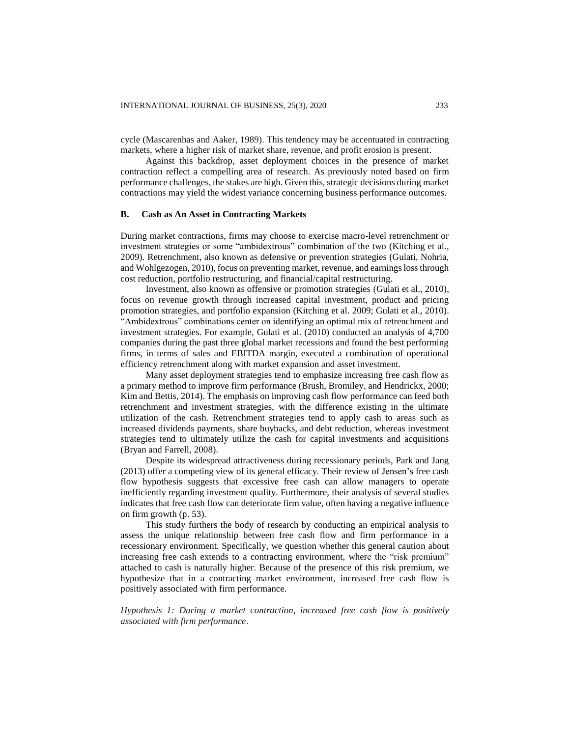cycle (Mascarenhas and Aaker, 1989). This tendency may be accentuated in contracting markets, where a higher risk of market share, revenue, and profit erosion is present.

Against this backdrop, asset deployment choices in the presence of market contraction reflect a compelling area of research. As previously noted based on firm performance challenges, the stakes are high. Given this, strategic decisions during market contractions may yield the widest variance concerning business performance outcomes.

### B. Cash as An Asset in Contracting Markets

During market contractions, firms may choose to exercise macro-level retrenchment or investment strategies or some "ambidextrous" combination of the two (Kitching et al., 2009). Retrenchment, also known as defensive or prevention strategies (Gulati, Nohria, and Wohlgezogen, 2010), focus on preventing market, revenue, and earnings loss through cost reduction, portfolio restructuring, and financial/capital restructuring.

Investment, also known as offensive or promotion strategies (Gulati et al., 2010), focus on revenue growth through increased capital investment, product and pricing promotion strategies, and portfolio expansion (Kitching et al. 2009; Gulati et al., 2010). "Ambidextrous" combinations center on identifying an optimal mix of retrenchment and investment strategies. For example, Gulati et al. (2010) conducted an analysis of 4,700 companies during the past three global market recessions and found the best performing firms, in terms of sales and EBITDA margin, executed a combination of operational efficiency retrenchment along with market expansion and asset investment.

Many asset deployment strategies tend to emphasize increasing free cash flow as a primary method to improve firm performance (Brush, Bromiley, and Hendrickx, 2000; Kim and Bettis, 2014). The emphasis on improving cash flow performance can feed both retrenchment and investment strategies, with the difference existing in the ultimate utilization of the cash. Retrenchment strategies tend to apply cash to areas such as increased dividends payments, share buybacks, and debt reduction, whereas investment strategies tend to ultimately utilize the cash for capital investments and acquisitions (Bryan and Farrell, 2008).

Despite its widespread attractiveness during recessionary periods, Park and Jang (2013) offer a competing view of its general efficacy. Their review of Jensen's free cash flow hypothesis suggests that excessive free cash can allow managers to operate inefficiently regarding investment quality. Furthermore, their analysis of several studies indicates that free cash flow can deteriorate firm value, often having a negative influence on firm growth (p. 53).

This study furthers the body of research by conducting an empirical analysis to assess the unique relationship between free cash flow and firm performance in a recessionary environment. Specifically, we question whether this general caution about increasing free cash extends to a contracting environment, where the "risk premium" attached to cash is naturally higher. Because of the presence of this risk premium, we hypothesize that in a contracting market environment, increased free cash flow is positively associated with firm performance.

*Hypothesis 1: During a market contraction, increased free cash flow is positively associated with firm performance.*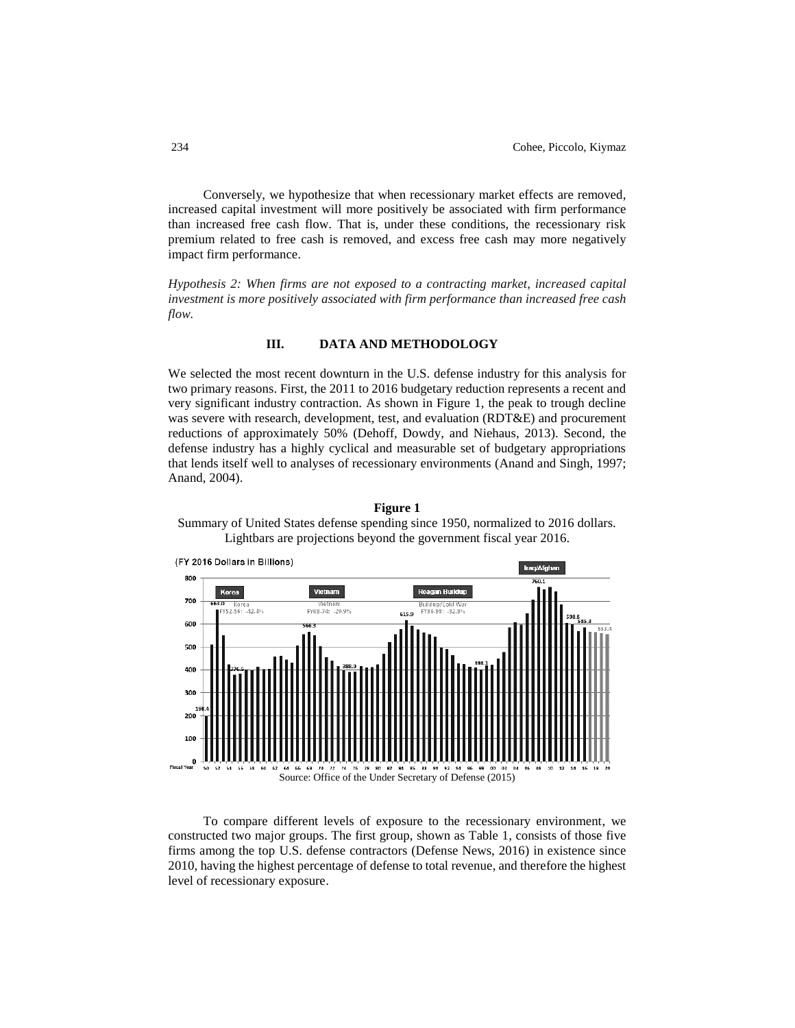Conversely, we hypothesize that when recessionary market effects are removed, increased capital investment will more positively be associated with firm performance than increased free cash flow. That is, under these conditions, the recessionary risk premium related to free cash is removed, and excess free cash may more negatively impact firm performance.

*Hypothesis 2: When firms are not exposed to a contracting market, increased capital investment is more positively associated with firm performance than increased free cash flow.*

## III. DATA AND METHODOLOGY

We selected the most recent downturn in the U.S. defense industry for this analysis for two primary reasons. First, the 2011 to 2016 budgetary reduction represents a recent and very significant industry contraction. As shown in Figure 1, the peak to trough decline was severe with research, development, test, and evaluation (RDT&E) and procurement reductions of approximately 50% (Dehoff, Dowdy, and Niehaus, 2013). Second, the defense industry has a highly cyclical and measurable set of budgetary appropriations that lends itself well to analyses of recessionary environments (Anand and Singh, 1997; Anand, 2004).

**Figure 1**

Summary of United States defense spending since 1950, normalized to 2016 dollars. Lightbars are projections beyond the government fiscal year 2016.

Source: Office of the Under Secretary of Defense (2015)

To compare different levels of exposure to the recessionary environment, we constructed two major groups. The first group, shown as Table 1, consists of those five firms among the top U.S. defense contractors (Defense News, 2016) in existence since 2010, having the highest percentage of defense to total revenue, and therefore the highest level of recessionary exposure.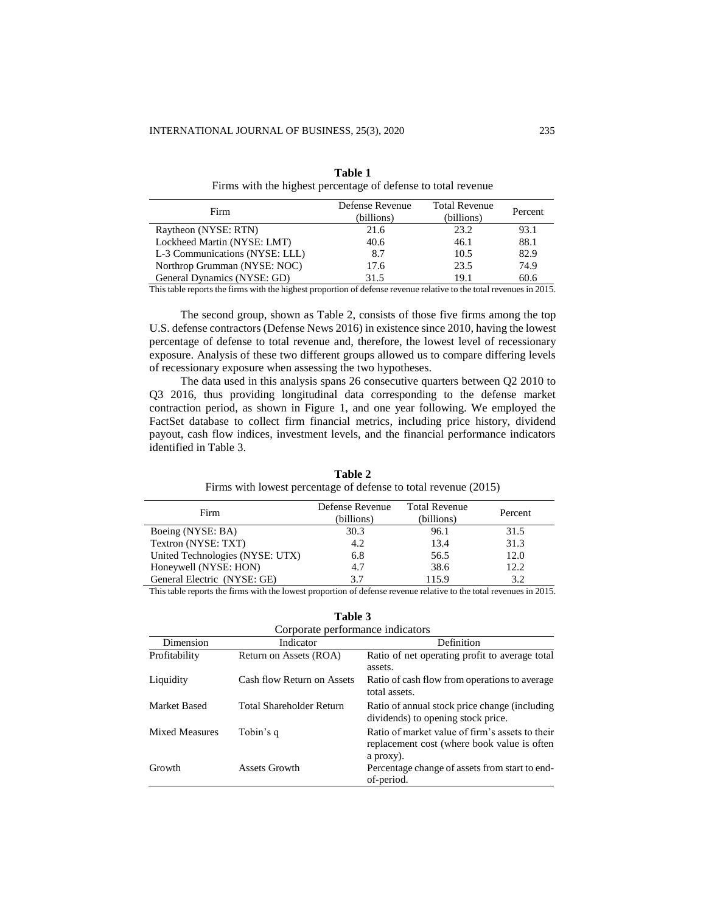**Table 1**
Firms with the highest percentage of defense to total revenue

| Firm | Defense Revenue (billions) | Total Revenue (billions) | Percent |
|---|---|---|---|
| Raytheon (NYSE: RTN) | 21.6 | 23.2 | 93.1 |
| Lockheed Martin (NYSE: LMT) | 40.6 | 46.1 | 88.1 |
| L-3 Communications (NYSE: LLL) | 8.7 | 10.5 | 82.9 |
| Northrop Grumman (NYSE: NOC) | 17.6 | 23.5 | 74.9 |
| General Dynamics (NYSE: GD) | 31.5 | 19.1 | 60.6 |

This table reports the firms with the highest proportion of defense revenue relative to the total revenues in 2015.

The second group, shown as Table 2, consists of those five firms among the top U.S. defense contractors (Defense News 2016) in existence since 2010, having the lowest percentage of defense to total revenue and, therefore, the lowest level of recessionary exposure. Analysis of these two different groups allowed us to compare differing levels of recessionary exposure when assessing the two hypotheses.

The data used in this analysis spans 26 consecutive quarters between Q2 2010 to Q3 2016, thus providing longitudinal data corresponding to the defense market contraction period, as shown in Figure 1, and one year following. We employed the FactSet database to collect firm financial metrics, including price history, dividend payout, cash flow indices, investment levels, and the financial performance indicators identified in Table 3.

**Table 2**
Firms with lowest percentage of defense to total revenue (2015)

| Firm | Defense Revenue (billions) | Total Revenue (billions) | Percent |
|---|---|---|---|
| Boeing (NYSE: BA) | 30.3 | 96.1 | 31.5 |
| Textron (NYSE: TXT) | 4.2 | 13.4 | 31.3 |
| United Technologies (NYSE: UTX) | 6.8 | 56.5 | 12.0 |
| Honeywell (NYSE: HON) | 4.7 | 38.6 | 12.2 |
| General Electric (NYSE: GE) | 3.7 | 115.9 | 3.2 |

This table reports the firms with the lowest proportion of defense revenue relative to the total revenues in 2015.

**Table 3**
Corporate performance indicators

| Dimension | Indicator | Definition |
|---|---|---|
| Profitability | Return on Assets (ROA) | Ratio of net operating profit to average total assets. |
| Liquidity | Cash flow Return on Assets | Ratio of cash flow from operations to average total assets. |
| Market Based | Total Shareholder Return | Ratio of annual stock price change (including dividends) to opening stock price. |
| Mixed Measures | Tobin's q | Ratio of market value of firm's assets to their replacement cost (where book value is often a proxy). |
| Growth | Assets Growth | Percentage change of assets from start to end-of-period. |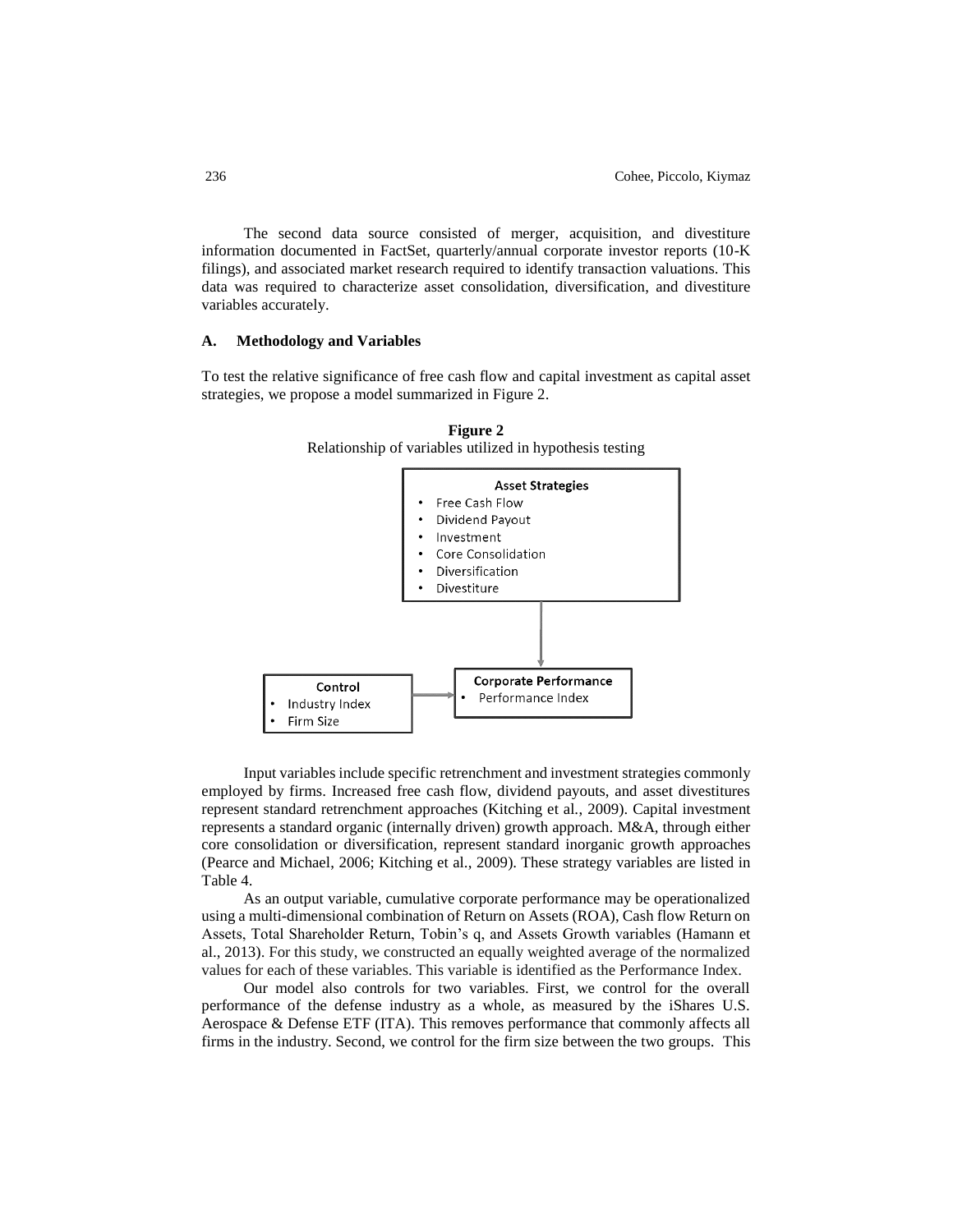The second data source consisted of merger, acquisition, and divestiture information documented in FactSet, quarterly/annual corporate investor reports (10-K filings), and associated market research required to identify transaction valuations. This data was required to characterize asset consolidation, diversification, and divestiture variables accurately.

### A. Methodology and Variables

To test the relative significance of free cash flow and capital investment as capital asset strategies, we propose a model summarized in Figure 2.

**Figure 2**

Relationship of variables utilized in hypothesis testing

**Asset Strategies**
- Free Cash Flow
- Dividend Payout
- Investment
- Core Consolidation
- Diversification
- Divestiture

**Control**
- Industry Index
- Firm Size

**Corporate Performance**
- Performance Index

Input variables include specific retrenchment and investment strategies commonly employed by firms. Increased free cash flow, dividend payouts, and asset divestitures represent standard retrenchment approaches (Kitching et al., 2009). Capital investment represents a standard organic (internally driven) growth approach. M&A, through either core consolidation or diversification, represent standard inorganic growth approaches (Pearce and Michael, 2006; Kitching et al., 2009). These strategy variables are listed in Table 4.

As an output variable, cumulative corporate performance may be operationalized using a multi-dimensional combination of Return on Assets (ROA), Cash flow Return on Assets, Total Shareholder Return, Tobin's q, and Assets Growth variables (Hamann et al., 2013). For this study, we constructed an equally weighted average of the normalized values for each of these variables. This variable is identified as the Performance Index.

Our model also controls for two variables. First, we control for the overall performance of the defense industry as a whole, as measured by the iShares U.S. Aerospace & Defense ETF (ITA). This removes performance that commonly affects all firms in the industry. Second, we control for the firm size between the two groups. This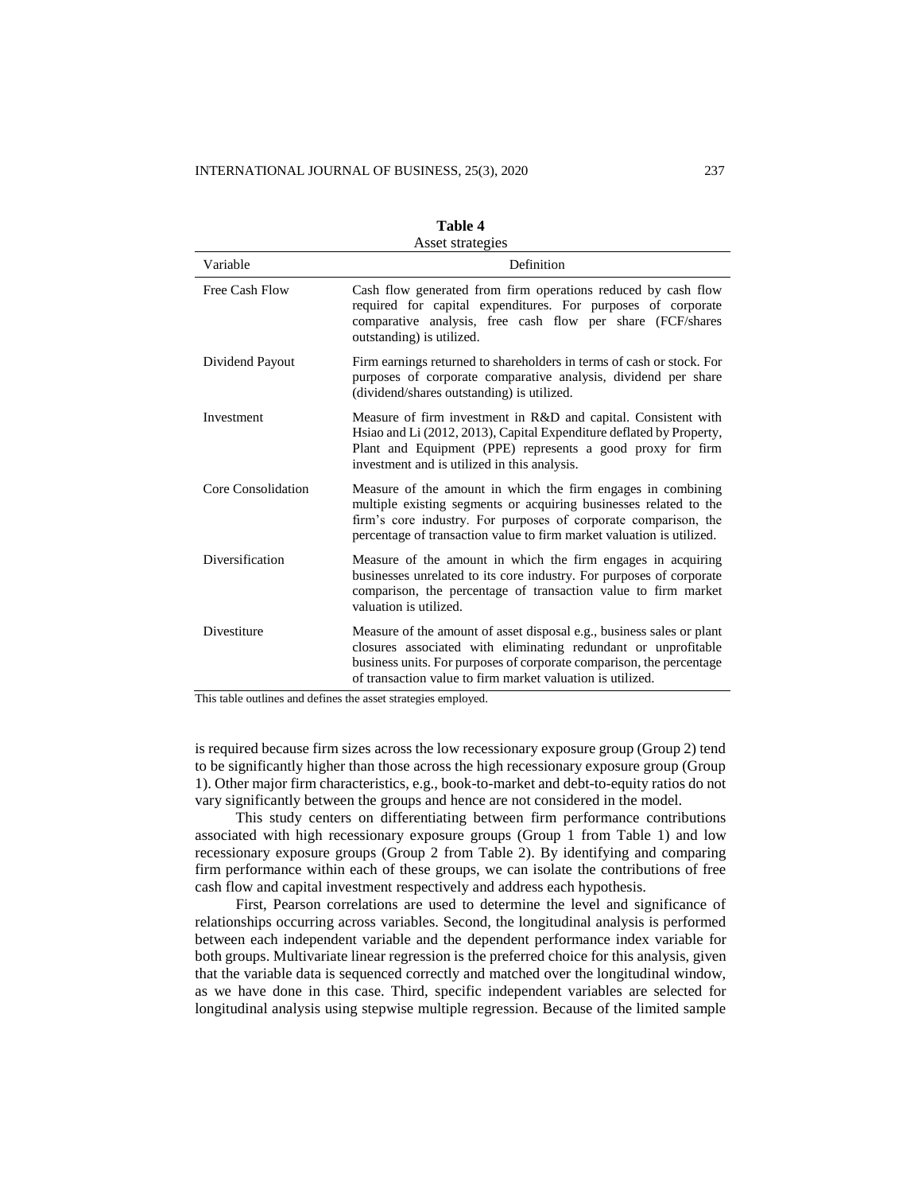**Table 4**
Asset strategies

| Variable | Definition |
|---|---|
| Free Cash Flow | Cash flow generated from firm operations reduced by cash flow required for capital expenditures. For purposes of corporate comparative analysis, free cash flow per share (FCF/shares outstanding) is utilized. |
| Dividend Payout | Firm earnings returned to shareholders in terms of cash or stock. For purposes of corporate comparative analysis, dividend per share (dividend/shares outstanding) is utilized. |
| Investment | Measure of firm investment in R&D and capital. Consistent with Hsiao and Li (2012, 2013), Capital Expenditure deflated by Property, Plant and Equipment (PPE) represents a good proxy for firm investment and is utilized in this analysis. |
| Core Consolidation | Measure of the amount in which the firm engages in combining multiple existing segments or acquiring businesses related to the firm's core industry. For purposes of corporate comparison, the percentage of transaction value to firm market valuation is utilized. |
| Diversification | Measure of the amount in which the firm engages in acquiring businesses unrelated to its core industry. For purposes of corporate comparison, the percentage of transaction value to firm market valuation is utilized. |
| Divestiture | Measure of the amount of asset disposal e.g., business sales or plant closures associated with eliminating redundant or unprofitable business units. For purposes of corporate comparison, the percentage of transaction value to firm market valuation is utilized. |

This table outlines and defines the asset strategies employed.

is required because firm sizes across the low recessionary exposure group (Group 2) tend to be significantly higher than those across the high recessionary exposure group (Group 1). Other major firm characteristics, e.g., book-to-market and debt-to-equity ratios do not vary significantly between the groups and hence are not considered in the model.

This study centers on differentiating between firm performance contributions associated with high recessionary exposure groups (Group 1 from Table 1) and low recessionary exposure groups (Group 2 from Table 2). By identifying and comparing firm performance within each of these groups, we can isolate the contributions of free cash flow and capital investment respectively and address each hypothesis.

First, Pearson correlations are used to determine the level and significance of relationships occurring across variables. Second, the longitudinal analysis is performed between each independent variable and the dependent performance index variable for both groups. Multivariate linear regression is the preferred choice for this analysis, given that the variable data is sequenced correctly and matched over the longitudinal window, as we have done in this case. Third, specific independent variables are selected for longitudinal analysis using stepwise multiple regression. Because of the limited sample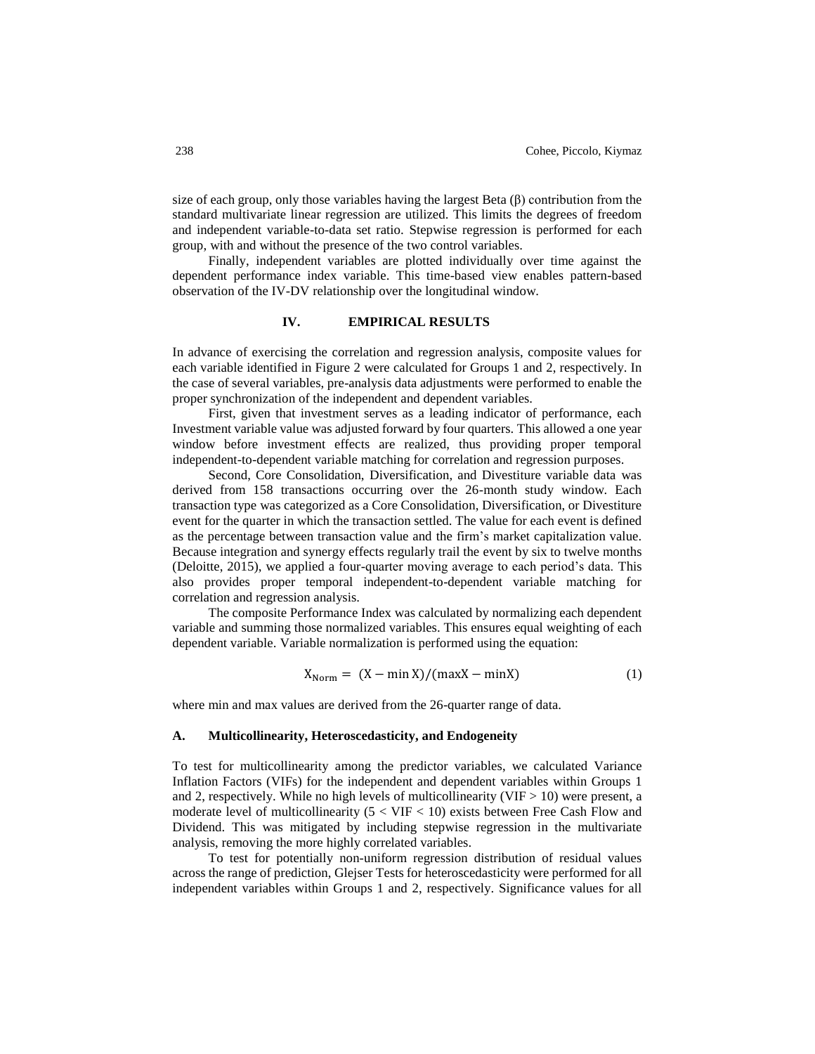size of each group, only those variables having the largest Beta (β) contribution from the standard multivariate linear regression are utilized. This limits the degrees of freedom and independent variable-to-data set ratio. Stepwise regression is performed for each group, with and without the presence of the two control variables.

Finally, independent variables are plotted individually over time against the dependent performance index variable. This time-based view enables pattern-based observation of the IV-DV relationship over the longitudinal window.

## IV. EMPIRICAL RESULTS

In advance of exercising the correlation and regression analysis, composite values for each variable identified in Figure 2 were calculated for Groups 1 and 2, respectively. In the case of several variables, pre-analysis data adjustments were performed to enable the proper synchronization of the independent and dependent variables.

First, given that investment serves as a leading indicator of performance, each Investment variable value was adjusted forward by four quarters. This allowed a one year window before investment effects are realized, thus providing proper temporal independent-to-dependent variable matching for correlation and regression purposes.

Second, Core Consolidation, Diversification, and Divestiture variable data was derived from 158 transactions occurring over the 26-month study window. Each transaction type was categorized as a Core Consolidation, Diversification, or Divestiture event for the quarter in which the transaction settled. The value for each event is defined as the percentage between transaction value and the firm's market capitalization value. Because integration and synergy effects regularly trail the event by six to twelve months (Deloitte, 2015), we applied a four-quarter moving average to each period's data. This also provides proper temporal independent-to-dependent variable matching for correlation and regression analysis.

The composite Performance Index was calculated by normalizing each dependent variable and summing those normalized variables. This ensures equal weighting of each dependent variable. Variable normalization is performed using the equation:

$$X_{\text{Norm}} = (X - \min X)/(\max X - \min X) \tag{1}$$

where min and max values are derived from the 26-quarter range of data.

### A. Multicollinearity, Heteroscedasticity, and Endogeneity

To test for multicollinearity among the predictor variables, we calculated Variance Inflation Factors (VIFs) for the independent and dependent variables within Groups 1 and 2, respectively. While no high levels of multicollinearity ($VIF > 10$) were present, a moderate level of multicollinearity ($5 < VIF < 10$) exists between Free Cash Flow and Dividend. This was mitigated by including stepwise regression in the multivariate analysis, removing the more highly correlated variables.

To test for potentially non-uniform regression distribution of residual values across the range of prediction, Glejser Tests for heteroscedasticity were performed for all independent variables within Groups 1 and 2, respectively. Significance values for all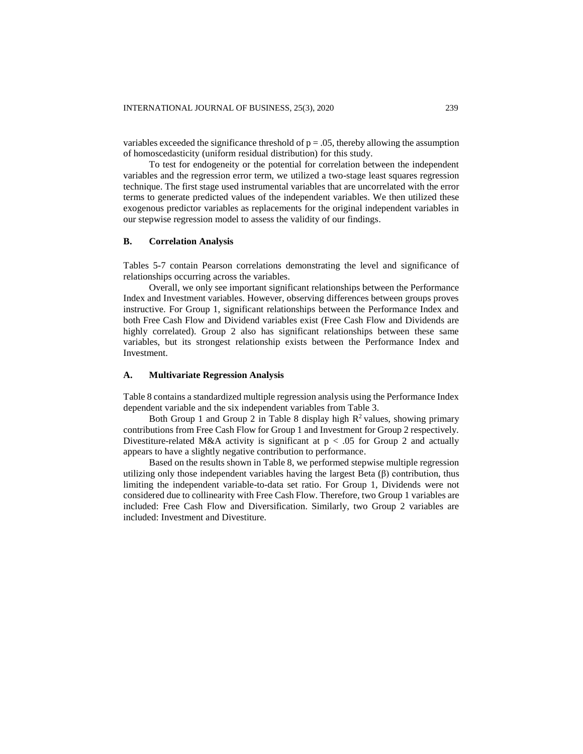variables exceeded the significance threshold of $p = .05$, thereby allowing the assumption of homoscedasticity (uniform residual distribution) for this study.

To test for endogeneity or the potential for correlation between the independent variables and the regression error term, we utilized a two-stage least squares regression technique. The first stage used instrumental variables that are uncorrelated with the error terms to generate predicted values of the independent variables. We then utilized these exogenous predictor variables as replacements for the original independent variables in our stepwise regression model to assess the validity of our findings.

### B. Correlation Analysis

Tables 5-7 contain Pearson correlations demonstrating the level and significance of relationships occurring across the variables.

Overall, we only see important significant relationships between the Performance Index and Investment variables. However, observing differences between groups proves instructive. For Group 1, significant relationships between the Performance Index and both Free Cash Flow and Dividend variables exist (Free Cash Flow and Dividends are highly correlated). Group 2 also has significant relationships between these same variables, but its strongest relationship exists between the Performance Index and Investment.

### A. Multivariate Regression Analysis

Table 8 contains a standardized multiple regression analysis using the Performance Index dependent variable and the six independent variables from Table 3.

Both Group 1 and Group 2 in Table 8 display high $R^2$ values, showing primary contributions from Free Cash Flow for Group 1 and Investment for Group 2 respectively. Divestiture-related M&A activity is significant at $p < .05$ for Group 2 and actually appears to have a slightly negative contribution to performance.

Based on the results shown in Table 8, we performed stepwise multiple regression utilizing only those independent variables having the largest Beta ($\beta$) contribution, thus limiting the independent variable-to-data set ratio. For Group 1, Dividends were not considered due to collinearity with Free Cash Flow. Therefore, two Group 1 variables are included: Free Cash Flow and Diversification. Similarly, two Group 2 variables are included: Investment and Divestiture.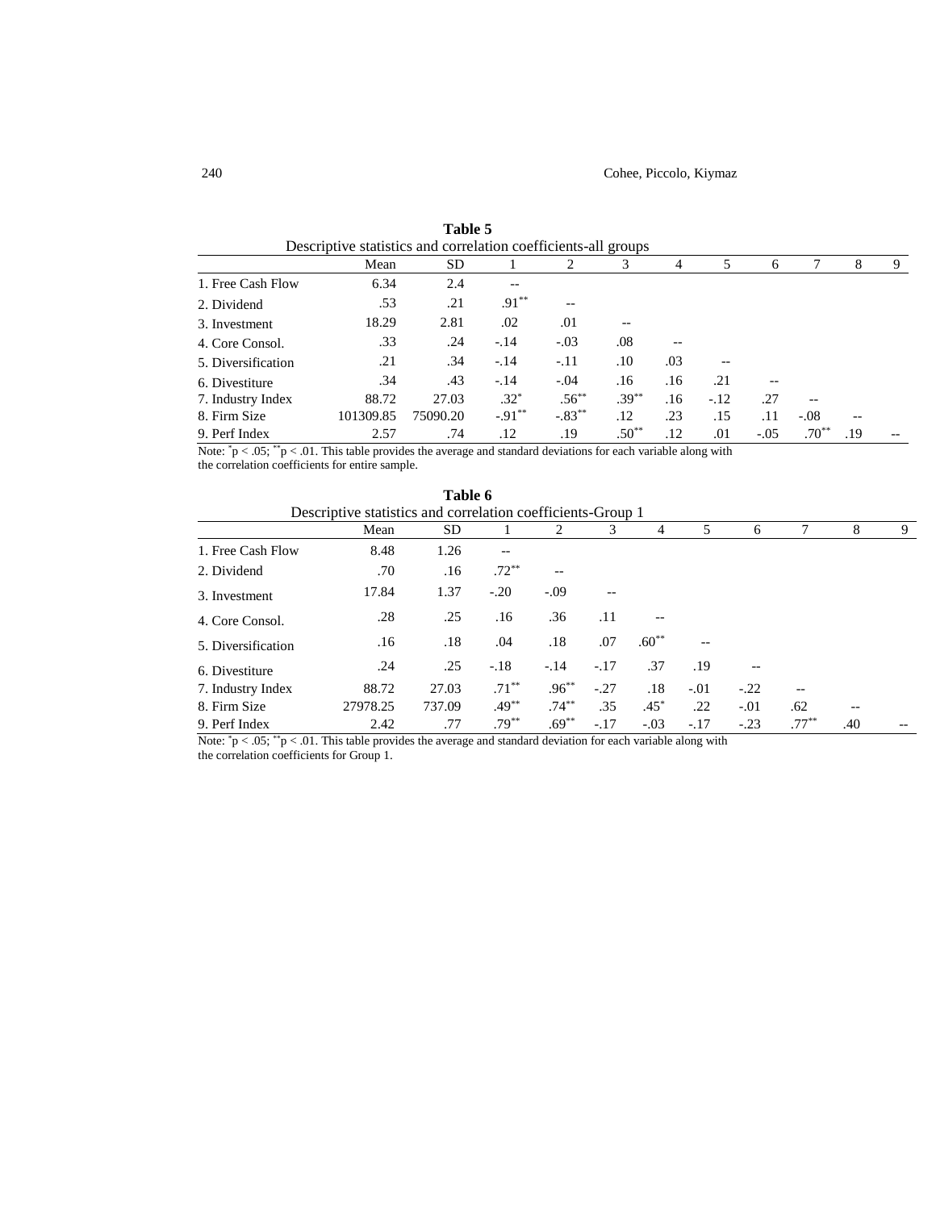**Table 5**

Descriptive statistics and correlation coefficients-all groups

| | Mean | SD | 1 | 2 | 3 | 4 | 5 | 6 | 7 | 8 | 9 |
|---|---|---|---|---|---|---|---|---|---|---|---|
| 1. Free Cash Flow | 6.34 | 2.4 | -- | | | | | | | | |
| 2. Dividend | .53 | .21 | .91** | -- | | | | | | | |
| 3. Investment | 18.29 | 2.81 | .02 | .01 | -- | | | | | | |
| 4. Core Consol. | .33 | .24 | -.14 | -.03 | .08 | -- | | | | | |
| 5. Diversification | .21 | .34 | -.14 | -.11 | .10 | .03 | -- | | | | |
| 6. Divestiture | .34 | .43 | -.14 | -.04 | .16 | .16 | .21 | -- | | | |
| 7. Industry Index | 88.72 | 27.03 | .32* | .56** | .39** | .16 | -.12 | .27 | -- | | |
| 8. Firm Size | 101309.85 | 75090.20 | -.91** | -.83** | .12 | .23 | .15 | .11 | -.08 | -- | |
| 9. Perf Index | 2.57 | .74 | .12 | .19 | .50** | .12 | .01 | -.05 | .70** | .19 | -- |

Note: *p < .05; **p < .01. This table provides the average and standard deviations for each variable along with the correlation coefficients for entire sample.

**Table 6**

Descriptive statistics and correlation coefficients-Group 1

| | Mean | SD | 1 | 2 | 3 | 4 | 5 | 6 | 7 | 8 | 9 |
|---|---|---|---|---|---|---|---|---|---|---|---|
| 1. Free Cash Flow | 8.48 | 1.26 | -- | | | | | | | | |
| 2. Dividend | .70 | .16 | .72** | -- | | | | | | | |
| 3. Investment | 17.84 | 1.37 | -.20 | -.09 | -- | | | | | | |
| 4. Core Consol. | .28 | .25 | .16 | .36 | .11 | -- | | | | | |
| 5. Diversification | .16 | .18 | .04 | .18 | .07 | .60** | -- | | | | |
| 6. Divestiture | .24 | .25 | -.18 | -.14 | -.17 | .37 | .19 | -- | | | |
| 7. Industry Index | 88.72 | 27.03 | .71** | .96** | -.27 | .18 | -.01 | -.22 | -- | | |
| 8. Firm Size | 27978.25 | 737.09 | .49** | .74** | .35 | .45* | .22 | -.01 | .62 | -- | |
| 9. Perf Index | 2.42 | .77 | .79** | .69** | -.17 | -.03 | -.17 | -.23 | .77** | .40 | -- |

Note: *p < .05; **p < .01. This table provides the average and standard deviation for each variable along with the correlation coefficients for Group 1.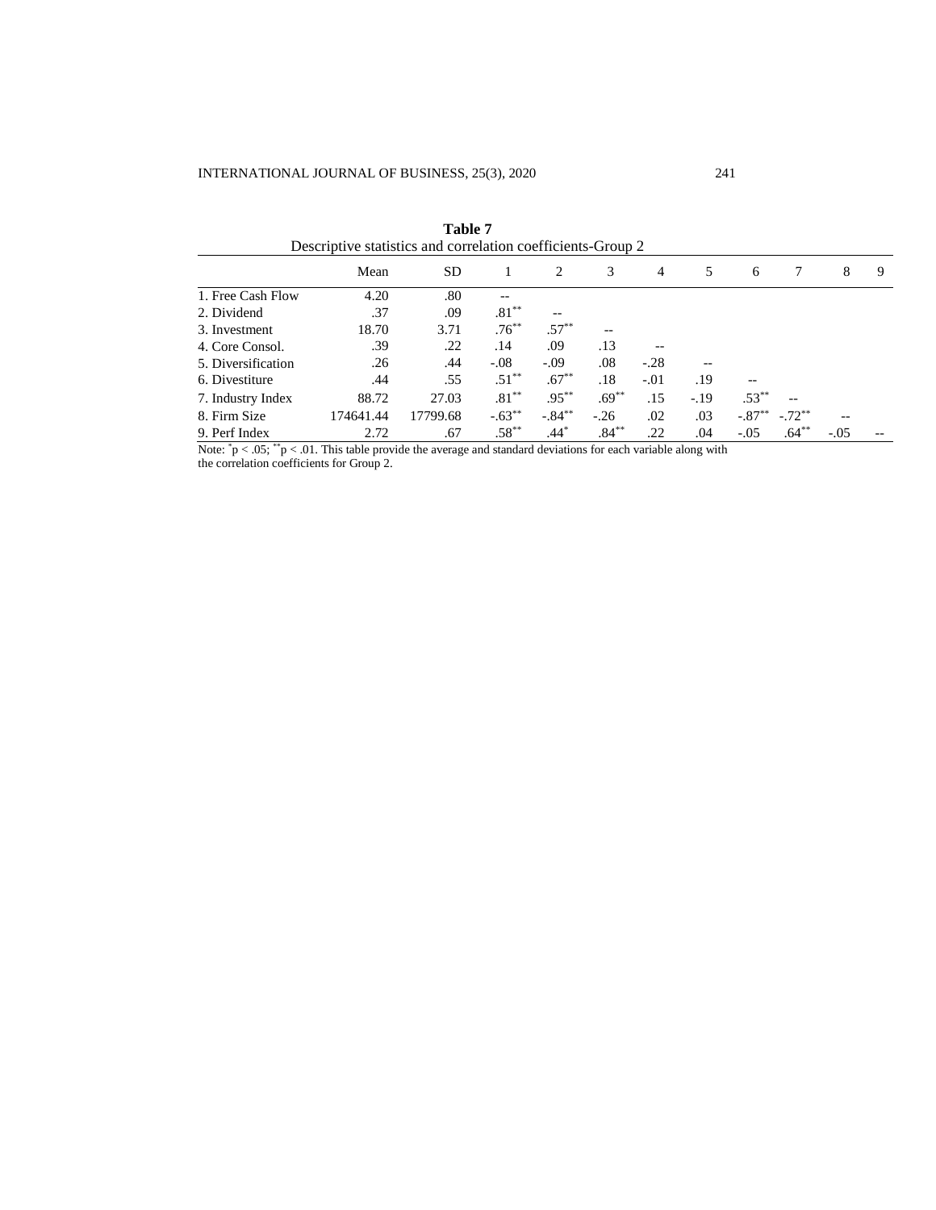**Table 7**

Descriptive statistics and correlation coefficients-Group 2

| | Mean | SD | 1 | 2 | 3 | 4 | 5 | 6 | 7 | 8 | 9 |
|---|---|---|---|---|---|---|---|---|---|---|---|
| 1. Free Cash Flow | 4.20 | .80 | -- | | | | | | | | |
| 2. Dividend | .37 | .09 | .81** | -- | | | | | | | |
| 3. Investment | 18.70 | 3.71 | .76** | .57** | -- | | | | | | |
| 4. Core Consol. | .39 | .22 | .14 | .09 | .13 | -- | | | | | |
| 5. Diversification | .26 | .44 | -.08 | -.09 | .08 | -.28 | -- | | | | |
| 6. Divestiture | .44 | .55 | .51** | .67** | .18 | -.01 | .19 | -- | | | |
| 7. Industry Index | 88.72 | 27.03 | .81** | .95** | .69** | .15 | -.19 | .53** | -- | | |
| 8. Firm Size | 174641.44 | 17799.68 | -.63** | -.84** | -.26 | .02 | .03 | -.87** | -.72** | -- | |
| 9. Perf Index | 2.72 | .67 | .58** | .44* | .84** | .22 | .04 | -.05 | .64** | -.05 | -- |

Note: *p < .05; **p < .01. This table provide the average and standard deviations for each variable along with the correlation coefficients for Group 2.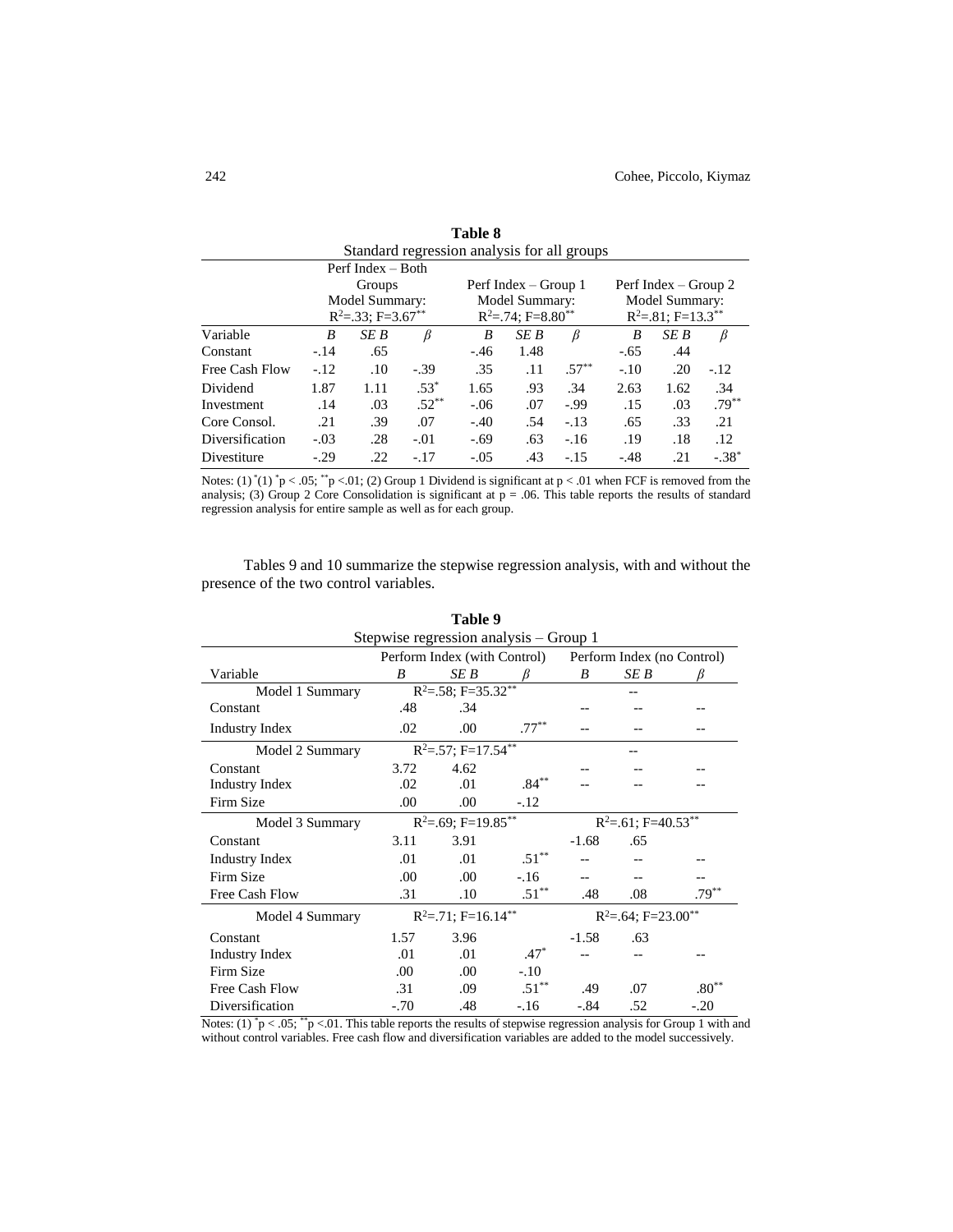**Table 8**

Standard regression analysis for all groups

| | Perf Index – Both Groups Model Summary: $R^2$=.33; F=3.67** | | | Perf Index – Group 1 Model Summary: $R^2$=.74; F=8.80** | | | Perf Index – Group 2 Model Summary: $R^2$=.81; F=13.3** | | |
|---|---|---|---|---|---|---|---|---|---|
| Variable | *B* | *SE B* | *β* | *B* | *SE B* | *β* | *B* | *SE B* | *β* |
| Constant | -.14 | .65 | | -.46 | 1.48 | | -.65 | .44 | |
| Free Cash Flow | -.12 | .10 | -.39 | .35 | .11 | .57** | -.10 | .20 | -.12 |
| Dividend | 1.87 | 1.11 | .53* | 1.65 | .93 | .34 | 2.63 | 1.62 | .34 |
| Investment | .14 | .03 | .52** | -.06 | .07 | -.99 | .15 | .03 | .79** |
| Core Consol. | .21 | .39 | .07 | -.40 | .54 | -.13 | .65 | .33 | .21 |
| Diversification | -.03 | .28 | -.01 | -.69 | .63 | -.16 | .19 | .18 | .12 |
| Divestiture | -.29 | .22 | -.17 | -.05 | .43 | -.15 | -.48 | .21 | -.38* |

Notes: (1) *(1) *p < .05; **p <.01; (2) Group 1 Dividend is significant at p < .01 when FCF is removed from the analysis; (3) Group 2 Core Consolidation is significant at p = .06. This table reports the results of standard regression analysis for entire sample as well as for each group.

Tables 9 and 10 summarize the stepwise regression analysis, with and without the presence of the two control variables.

**Table 9**

Stepwise regression analysis – Group 1

| | Perform Index (with Control) | | | Perform Index (no Control) | | |
|---|---|---|---|---|---|---|
| Variable | *B* | *SE B* | *β* | *B* | *SE B* | *β* |
| Model 1 Summary | $R^2$=.58; F=35.32** | | | -- | | |
| Constant | .48 | .34 | | -- | -- | -- |
| Industry Index | .02 | .00 | .77** | -- | -- | -- |
| Model 2 Summary | $R^2$=.57; F=17.54** | | | -- | | |
| Constant | 3.72 | 4.62 | | -- | -- | -- |
| Industry Index | .02 | .01 | .84** | -- | -- | -- |
| Firm Size | .00 | .00 | -.12 | | | |
| Model 3 Summary | $R^2$=.69; F=19.85** | | | $R^2$=.61; F=40.53** | | |
| Constant | 3.11 | 3.91 | | -1.68 | .65 | |
| Industry Index | .01 | .01 | .51** | -- | -- | -- |
| Firm Size | .00 | .00 | -.16 | -- | -- | -- |
| Free Cash Flow | .31 | .10 | .51** | .48 | .08 | .79** |
| Model 4 Summary | $R^2$=.71; F=16.14** | | | $R^2$=.64; F=23.00** | | |
| Constant | 1.57 | 3.96 | | -1.58 | .63 | |
| Industry Index | .01 | .01 | .47* | -- | -- | -- |
| Firm Size | .00 | .00 | -.10 | | | |
| Free Cash Flow | .31 | .09 | .51** | .49 | .07 | .80** |
| Diversification | -.70 | .48 | -.16 | -.84 | .52 | -.20 |

Notes: (1) *p < .05; **p <.01. This table reports the results of stepwise regression analysis for Group 1 with and without control variables. Free cash flow and diversification variables are added to the model successively.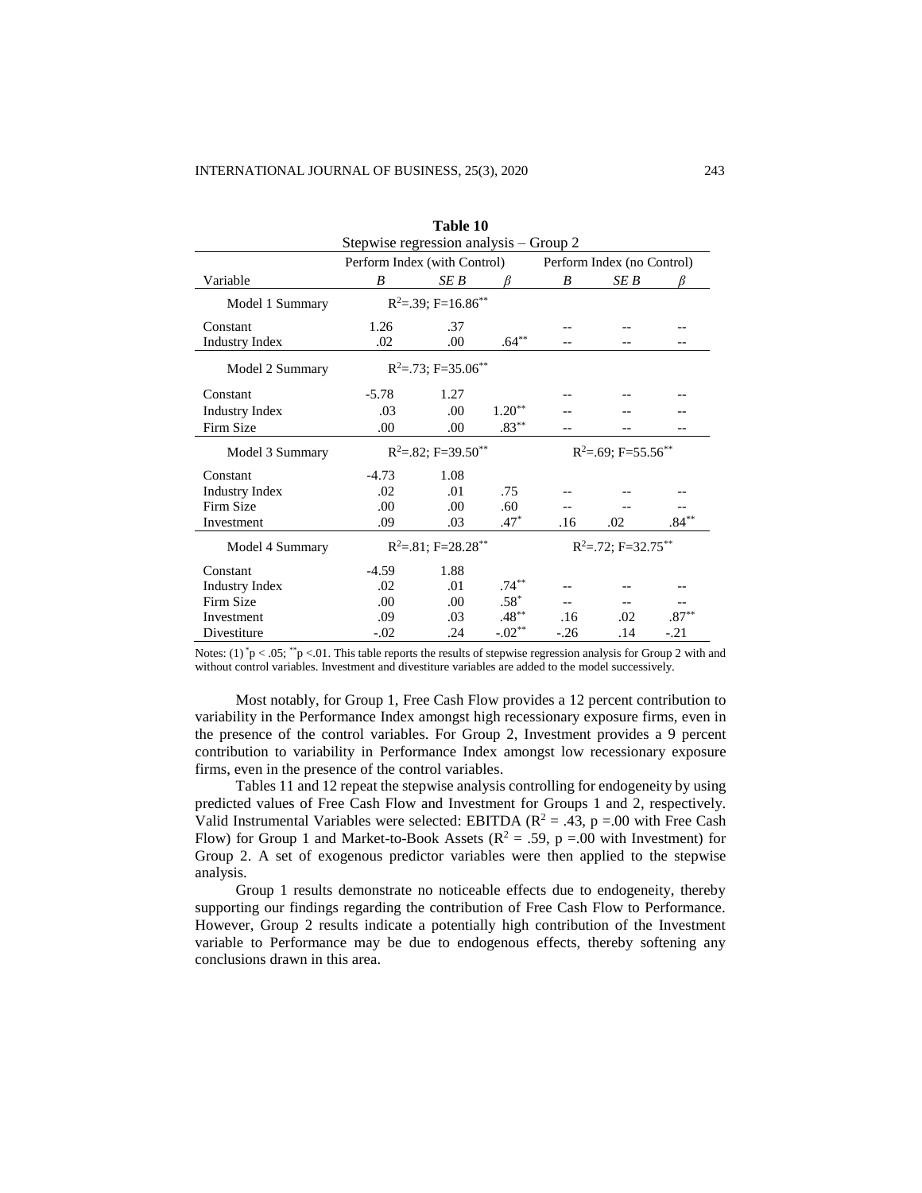**Table 10**

Stepwise regression analysis – Group 2

| Variable | Perform Index (with Control) | | | Perform Index (no Control) | | |
|---|---|---|---|---|---|---|
| | *B* | *SE B* | *β* | *B* | *SE B* | *β* |
| Model 1 Summary | $R^2$=.39; F=16.86** | | | | | |
| Constant | 1.26 | .37 | | -- | -- | -- |
| Industry Index | .02 | .00 | .64** | -- | -- | -- |
| Model 2 Summary | $R^2$=.73; F=35.06** | | | | | |
| Constant | -5.78 | 1.27 | | -- | -- | -- |
| Industry Index | .03 | .00 | 1.20** | -- | -- | -- |
| Firm Size | .00 | .00 | .83** | -- | -- | -- |
| Model 3 Summary | $R^2$=.82; F=39.50** | | | $R^2$=.69; F=55.56** | | |
| Constant | -4.73 | 1.08 | | | | |
| Industry Index | .02 | .01 | .75 | -- | -- | -- |
| Firm Size | .00 | .00 | .60 | -- | -- | -- |
| Investment | .09 | .03 | .47* | .16 | .02 | .84** |
| Model 4 Summary | $R^2$=.81; F=28.28** | | | $R^2$=.72; F=32.75** | | |
| Constant | -4.59 | 1.88 | | | | |
| Industry Index | .02 | .01 | .74** | -- | -- | -- |
| Firm Size | .00 | .00 | .58* | -- | -- | -- |
| Investment | .09 | .03 | .48** | .16 | .02 | .87** |
| Divestiture | -.02 | .24 | -.02** | -.26 | .14 | -.21 |

Notes: (1) *p < .05; **p <.01. This table reports the results of stepwise regression analysis for Group 2 with and without control variables. Investment and divestiture variables are added to the model successively.

Most notably, for Group 1, Free Cash Flow provides a 12 percent contribution to variability in the Performance Index amongst high recessionary exposure firms, even in the presence of the control variables. For Group 2, Investment provides a 9 percent contribution to variability in Performance Index amongst low recessionary exposure firms, even in the presence of the control variables.

Tables 11 and 12 repeat the stepwise analysis controlling for endogeneity by using predicted values of Free Cash Flow and Investment for Groups 1 and 2, respectively. Valid Instrumental Variables were selected: EBITDA ($R^2$ = .43, p =.00 with Free Cash Flow) for Group 1 and Market-to-Book Assets ($R^2$ = .59, p =.00 with Investment) for Group 2. A set of exogenous predictor variables were then applied to the stepwise analysis.

Group 1 results demonstrate no noticeable effects due to endogeneity, thereby supporting our findings regarding the contribution of Free Cash Flow to Performance. However, Group 2 results indicate a potentially high contribution of the Investment variable to Performance may be due to endogenous effects, thereby softening any conclusions drawn in this area.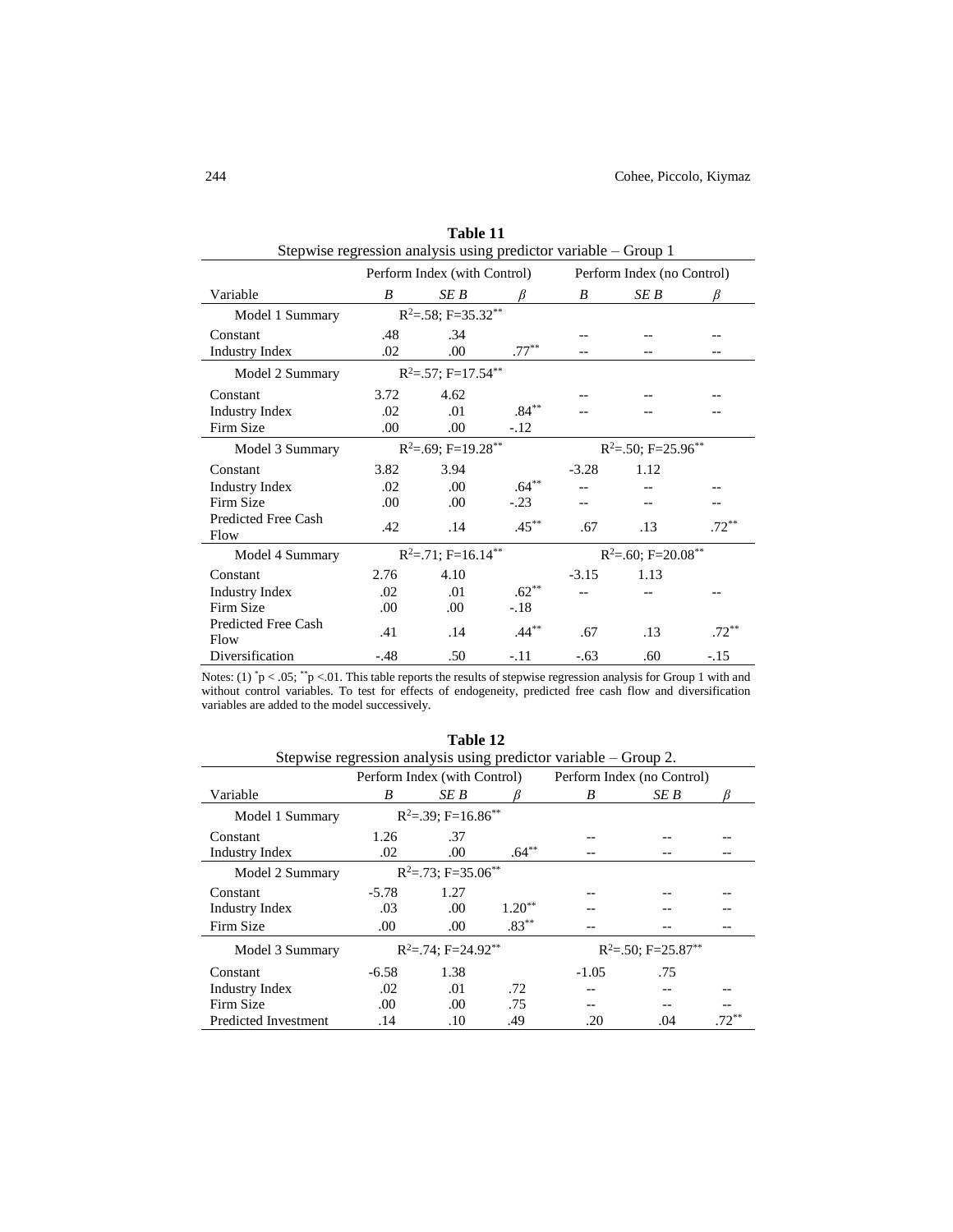**Table 11**

Stepwise regression analysis using predictor variable – Group 1

| | Perform Index (with Control) | | | Perform Index (no Control) | | |
|---|---|---|---|---|---|---|
| Variable | *B* | *SE B* | *β* | *B* | *SE B* | *β* |
| Model 1 Summary | $R^2$=.58; F=35.32** | | | | | |
| Constant | .48 | .34 | | -- | -- | -- |
| Industry Index | .02 | .00 | .77** | -- | -- | -- |
| Model 2 Summary | $R^2$=.57; F=17.54** | | | | | |
| Constant | 3.72 | 4.62 | | -- | -- | -- |
| Industry Index | .02 | .01 | .84** | -- | -- | -- |
| Firm Size | .00 | .00 | -.12 | | | |
| Model 3 Summary | $R^2$=.69; F=19.28** | | | $R^2$=.50; F=25.96** | | |
| Constant | 3.82 | 3.94 | | -3.28 | 1.12 | |
| Industry Index | .02 | .00 | .64** | -- | -- | -- |
| Firm Size | .00 | .00 | -.23 | -- | -- | -- |
| Predicted Free Cash Flow | .42 | .14 | .45** | .67 | .13 | .72** |
| Model 4 Summary | $R^2$=.71; F=16.14** | | | $R^2$=.60; F=20.08** | | |
| Constant | 2.76 | 4.10 | | -3.15 | 1.13 | |
| Industry Index | .02 | .01 | .62** | -- | -- | -- |
| Firm Size | .00 | .00 | -.18 | | | |
| Predicted Free Cash Flow | .41 | .14 | .44** | .67 | .13 | .72** |
| Diversification | -.48 | .50 | -.11 | -.63 | .60 | -.15 |

Notes: (1) *p < .05; **p <.01. This table reports the results of stepwise regression analysis for Group 1 with and without control variables. To test for effects of endogeneity, predicted free cash flow and diversification variables are added to the model successively.

**Table 12**

Stepwise regression analysis using predictor variable – Group 2.

| | Perform Index (with Control) | | | Perform Index (no Control) | | |
|---|---|---|---|---|---|---|
| Variable | *B* | *SE B* | *β* | *B* | *SE B* | *β* |
| Model 1 Summary | $R^2$=.39; F=16.86** | | | | | |
| Constant | 1.26 | .37 | | -- | -- | -- |
| Industry Index | .02 | .00 | .64** | -- | -- | -- |
| Model 2 Summary | $R^2$=.73; F=35.06** | | | | | |
| Constant | -5.78 | 1.27 | | -- | -- | -- |
| Industry Index | .03 | .00 | 1.20** | -- | -- | -- |
| Firm Size | .00 | .00 | .83** | -- | -- | -- |
| Model 3 Summary | $R^2$=.74; F=24.92** | | | $R^2$=.50; F=25.87** | | |
| Constant | -6.58 | 1.38 | | -1.05 | .75 | |
| Industry Index | .02 | .01 | .72 | -- | -- | -- |
| Firm Size | .00 | .00 | .75 | -- | -- | -- |
| Predicted Investment | .14 | .10 | .49 | .20 | .04 | .72** |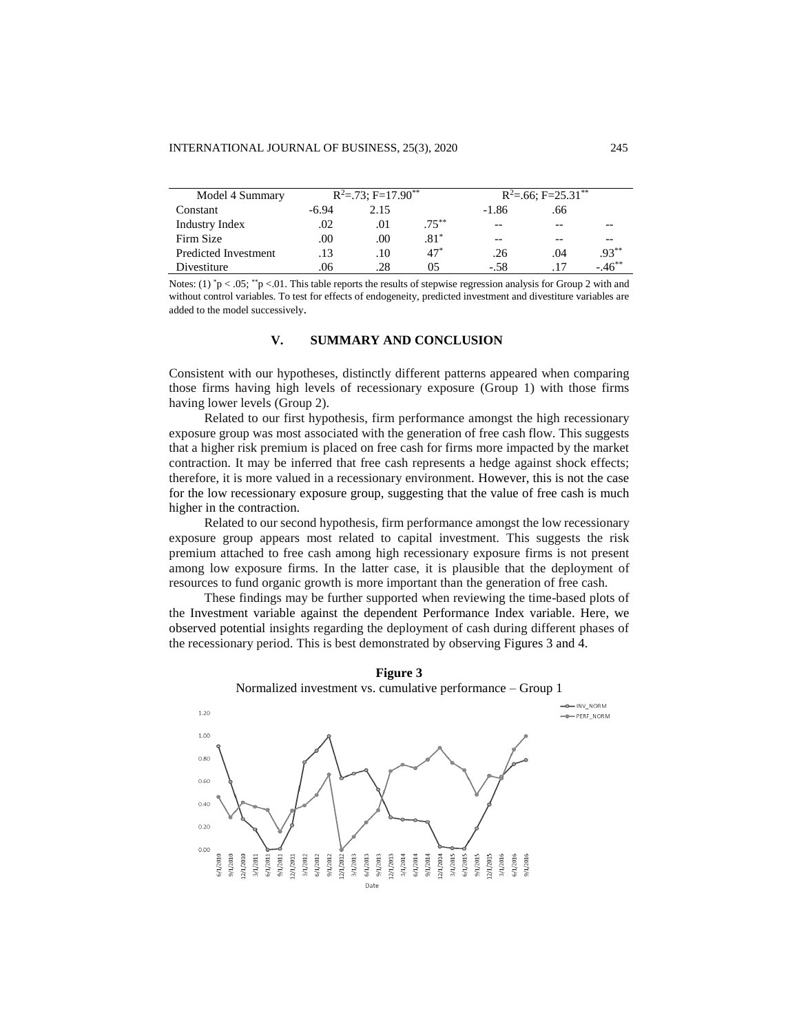| Model 4 Summary | $R^2$=.73; F=17.90** | | | $R^2$=.66; F=25.31** | | |
|---|---|---|---|---|---|---|
| Constant | -6.94 | 2.15 | | -1.86 | .66 | |
| Industry Index | .02 | .01 | .75** | -- | -- | -- |
| Firm Size | .00 | .00 | .81* | -- | -- | -- |
| Predicted Investment | .13 | .10 | 47* | .26 | .04 | .93** |
| Divestiture | .06 | .28 | 05 | -.58 | .17 | -.46** |

Notes: (1) *p < .05; **p <.01. This table reports the results of stepwise regression analysis for Group 2 with and without control variables. To test for effects of endogeneity, predicted investment and divestiture variables are added to the model successively.

## V. SUMMARY AND CONCLUSION

Consistent with our hypotheses, distinctly different patterns appeared when comparing those firms having high levels of recessionary exposure (Group 1) with those firms having lower levels (Group 2).

Related to our first hypothesis, firm performance amongst the high recessionary exposure group was most associated with the generation of free cash flow. This suggests that a higher risk premium is placed on free cash for firms more impacted by the market contraction. It may be inferred that free cash represents a hedge against shock effects; therefore, it is more valued in a recessionary environment. However, this is not the case for the low recessionary exposure group, suggesting that the value of free cash is much higher in the contraction.

Related to our second hypothesis, firm performance amongst the low recessionary exposure group appears most related to capital investment. This suggests the risk premium attached to free cash among high recessionary exposure firms is not present among low exposure firms. In the latter case, it is plausible that the deployment of resources to fund organic growth is more important than the generation of free cash.

These findings may be further supported when reviewing the time-based plots of the Investment variable against the dependent Performance Index variable. Here, we observed potential insights regarding the deployment of cash during different phases of the recessionary period. This is best demonstrated by observing Figures 3 and 4.

**Figure 3**

Normalized investment vs. cumulative performance – Group 1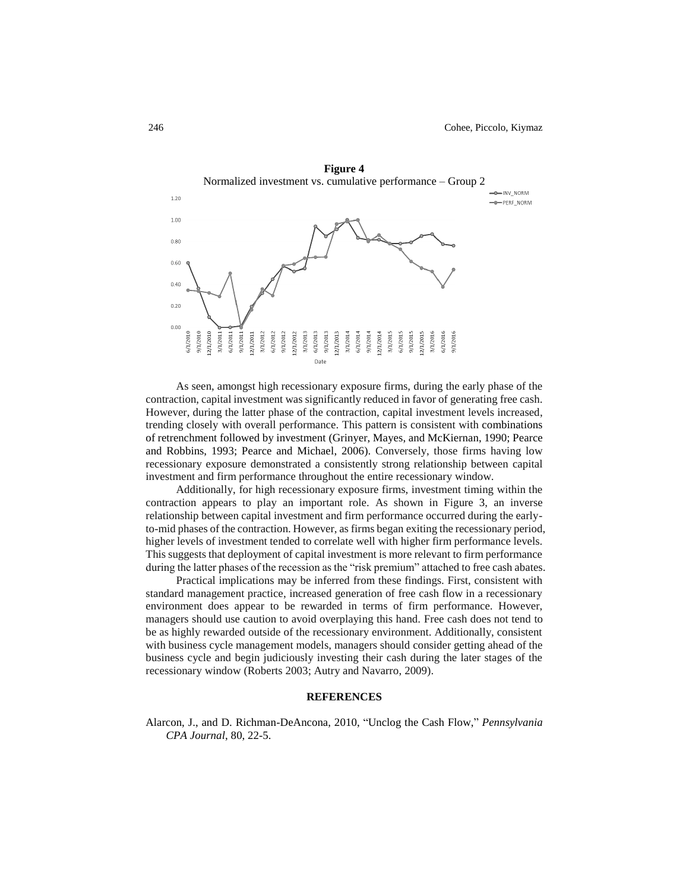**Figure 4**

Normalized investment vs. cumulative performance – Group 2

As seen, amongst high recessionary exposure firms, during the early phase of the contraction, capital investment was significantly reduced in favor of generating free cash. However, during the latter phase of the contraction, capital investment levels increased, trending closely with overall performance. This pattern is consistent with combinations of retrenchment followed by investment (Grinyer, Mayes, and McKiernan, 1990; Pearce and Robbins, 1993; Pearce and Michael, 2006). Conversely, those firms having low recessionary exposure demonstrated a consistently strong relationship between capital investment and firm performance throughout the entire recessionary window.

Additionally, for high recessionary exposure firms, investment timing within the contraction appears to play an important role. As shown in Figure 3, an inverse relationship between capital investment and firm performance occurred during the early-to-mid phases of the contraction. However, as firms began exiting the recessionary period, higher levels of investment tended to correlate well with higher firm performance levels. This suggests that deployment of capital investment is more relevant to firm performance during the latter phases of the recession as the "risk premium" attached to free cash abates.

Practical implications may be inferred from these findings. First, consistent with standard management practice, increased generation of free cash flow in a recessionary environment does appear to be rewarded in terms of firm performance. However, managers should use caution to avoid overplaying this hand. Free cash does not tend to be as highly rewarded outside of the recessionary environment. Additionally, consistent with business cycle management models, managers should consider getting ahead of the business cycle and begin judiciously investing their cash during the later stages of the recessionary window (Roberts 2003; Autry and Navarro, 2009).

## REFERENCES

Alarcon, J., and D. Richman-DeAncona, 2010, "Unclog the Cash Flow," *Pennsylvania CPA Journal*, 80, 22-5.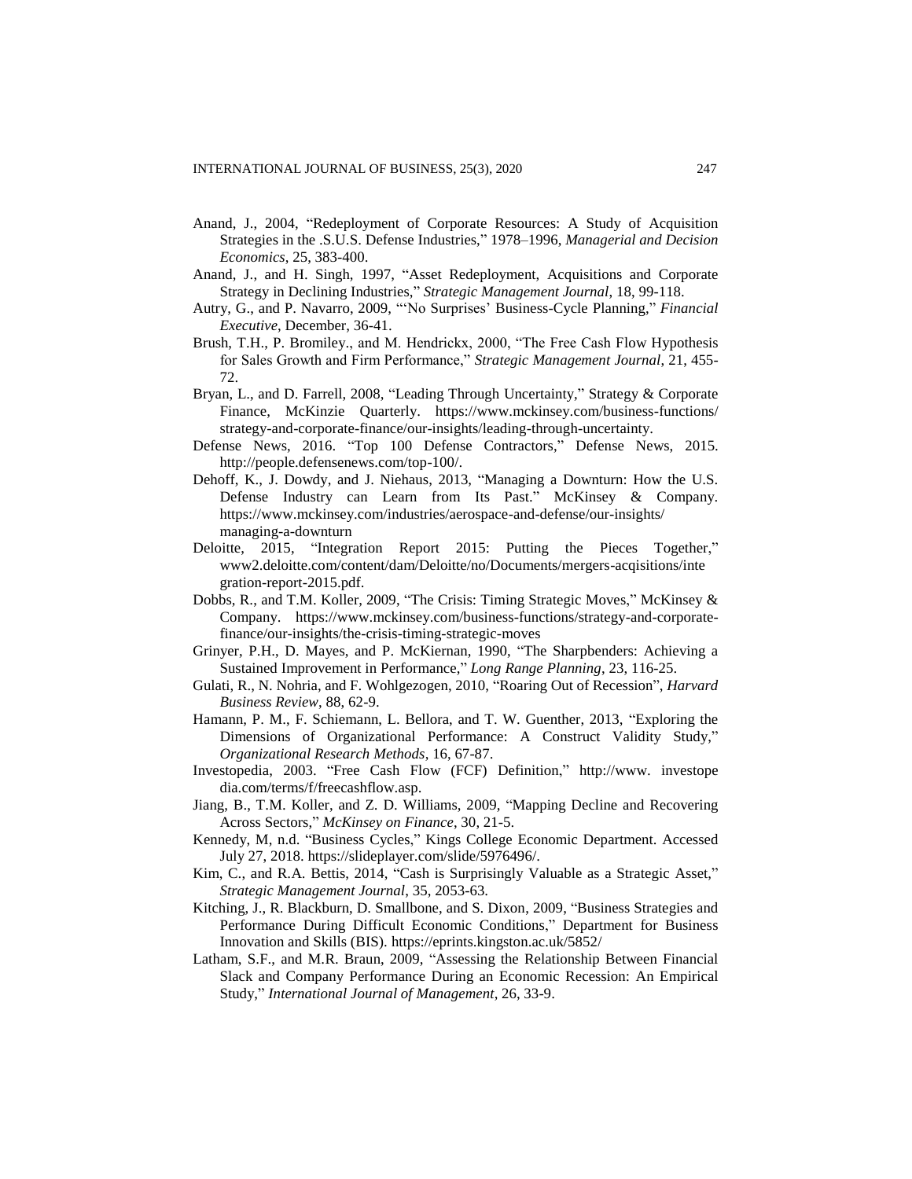Anand, J., 2004, "Redeployment of Corporate Resources: A Study of Acquisition Strategies in the .S.U.S. Defense Industries," 1978–1996, *Managerial and Decision Economics*, 25, 383-400.

Anand, J., and H. Singh, 1997, "Asset Redeployment, Acquisitions and Corporate Strategy in Declining Industries," *Strategic Management Journal*, 18, 99-118.

Autry, G., and P. Navarro, 2009, "'No Surprises' Business-Cycle Planning," *Financial Executive*, December, 36-41.

Brush, T.H., P. Bromiley., and M. Hendrickx, 2000, "The Free Cash Flow Hypothesis for Sales Growth and Firm Performance," *Strategic Management Journal*, 21, 455-72.

Bryan, L., and D. Farrell, 2008, "Leading Through Uncertainty," Strategy & Corporate Finance, McKinzie Quarterly. https://www.mckinsey.com/business-functions/strategy-and-corporate-finance/our-insights/leading-through-uncertainty.

Defense News, 2016. "Top 100 Defense Contractors," Defense News, 2015. http://people.defensenews.com/top-100/.

Dehoff, K., J. Dowdy, and J. Niehaus, 2013, "Managing a Downturn: How the U.S. Defense Industry can Learn from Its Past." McKinsey & Company. https://www.mckinsey.com/industries/aerospace-and-defense/our-insights/managing-a-downturn

Deloitte, 2015, "Integration Report 2015: Putting the Pieces Together," www2.deloitte.com/content/dam/Deloitte/no/Documents/mergers-acqisitions/integration-report-2015.pdf.

Dobbs, R., and T.M. Koller, 2009, "The Crisis: Timing Strategic Moves," McKinsey & Company. https://www.mckinsey.com/business-functions/strategy-and-corporate-finance/our-insights/the-crisis-timing-strategic-moves

Grinyer, P.H., D. Mayes, and P. McKiernan, 1990, "The Sharpbenders: Achieving a Sustained Improvement in Performance," *Long Range Planning*, 23, 116-25.

Gulati, R., N. Nohria, and F. Wohlgezogen, 2010, "Roaring Out of Recession", *Harvard Business Review*, 88, 62-9.

Hamann, P. M., F. Schiemann, L. Bellora, and T. W. Guenther, 2013, "Exploring the Dimensions of Organizational Performance: A Construct Validity Study," *Organizational Research Methods*, 16, 67-87.

Investopedia, 2003. "Free Cash Flow (FCF) Definition," http://www.investopedia.com/terms/f/freecashflow.asp.

Jiang, B., T.M. Koller, and Z. D. Williams, 2009, "Mapping Decline and Recovering Across Sectors," *McKinsey on Finance*, 30, 21-5.

Kennedy, M, n.d. "Business Cycles," Kings College Economic Department. Accessed July 27, 2018. https://slideplayer.com/slide/5976496/.

Kim, C., and R.A. Bettis, 2014, "Cash is Surprisingly Valuable as a Strategic Asset," *Strategic Management Journal*, 35, 2053-63.

Kitching, J., R. Blackburn, D. Smallbone, and S. Dixon, 2009, "Business Strategies and Performance During Difficult Economic Conditions," Department for Business Innovation and Skills (BIS). https://eprints.kingston.ac.uk/5852/

Latham, S.F., and M.R. Braun, 2009, "Assessing the Relationship Between Financial Slack and Company Performance During an Economic Recession: An Empirical Study," *International Journal of Management*, 26, 33-9.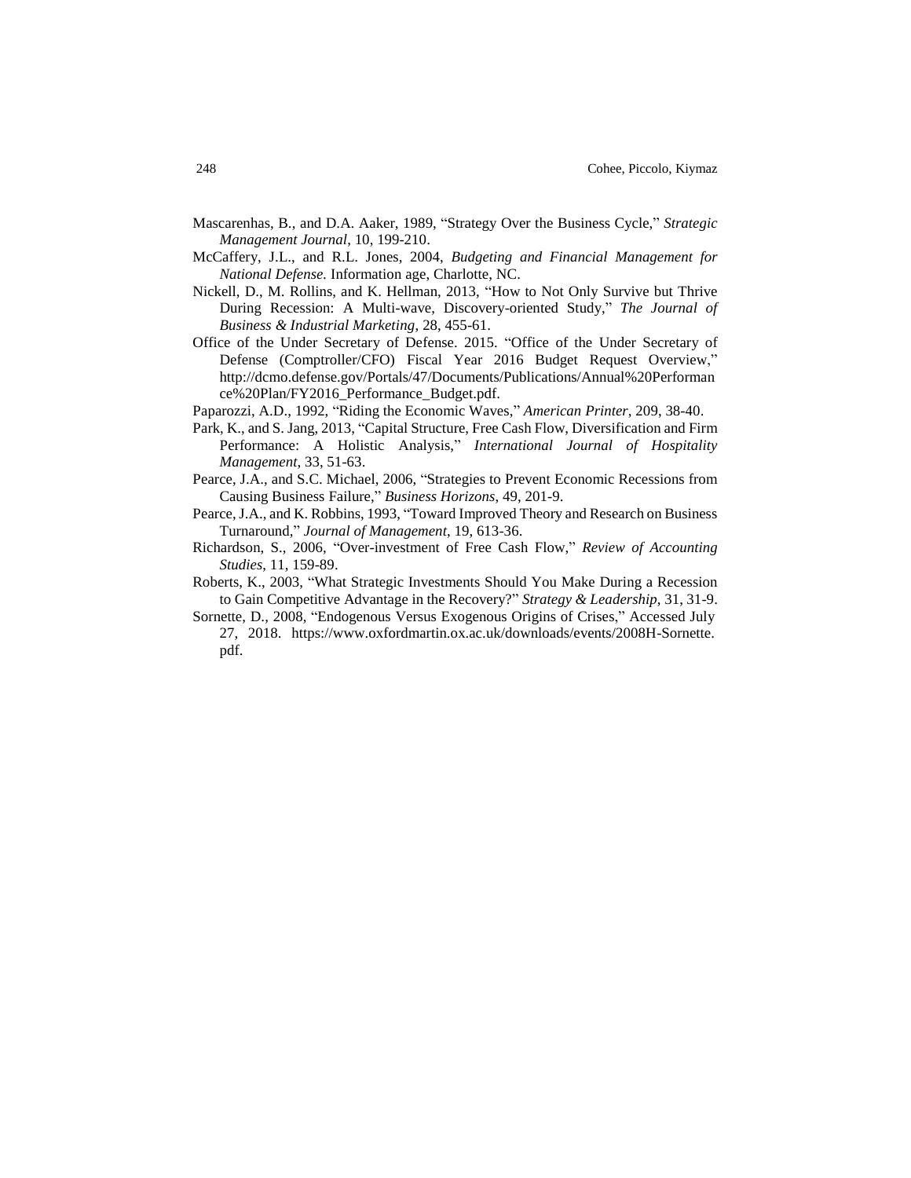Mascarenhas, B., and D.A. Aaker, 1989, "Strategy Over the Business Cycle," *Strategic Management Journal*, 10, 199-210.

McCaffery, J.L., and R.L. Jones, 2004, *Budgeting and Financial Management for National Defense.* Information age, Charlotte, NC.

Nickell, D., M. Rollins, and K. Hellman, 2013, "How to Not Only Survive but Thrive During Recession: A Multi-wave, Discovery-oriented Study," *The Journal of Business & Industrial Marketing*, 28, 455-61.

Office of the Under Secretary of Defense. 2015. "Office of the Under Secretary of Defense (Comptroller/CFO) Fiscal Year 2016 Budget Request Overview," http://dcmo.defense.gov/Portals/47/Documents/Publications/Annual%20Performance%20Plan/FY2016_Performance_Budget.pdf.

Paparozzi, A.D., 1992, "Riding the Economic Waves," *American Printer*, 209, 38-40.

Park, K., and S. Jang, 2013, "Capital Structure, Free Cash Flow, Diversification and Firm Performance: A Holistic Analysis," *International Journal of Hospitality Management*, 33, 51-63.

Pearce, J.A., and S.C. Michael, 2006, "Strategies to Prevent Economic Recessions from Causing Business Failure," *Business Horizons*, 49, 201-9.

Pearce, J.A., and K. Robbins, 1993, "Toward Improved Theory and Research on Business Turnaround," *Journal of Management*, 19, 613-36.

Richardson, S., 2006, "Over-investment of Free Cash Flow," *Review of Accounting Studies*, 11, 159-89.

Roberts, K., 2003, "What Strategic Investments Should You Make During a Recession to Gain Competitive Advantage in the Recovery?" *Strategy & Leadership*, 31, 31-9.

Sornette, D., 2008, "Endogenous Versus Exogenous Origins of Crises," Accessed July 27, 2018. https://www.oxfordmartin.ox.ac.uk/downloads/events/2008H-Sornette.pdf.